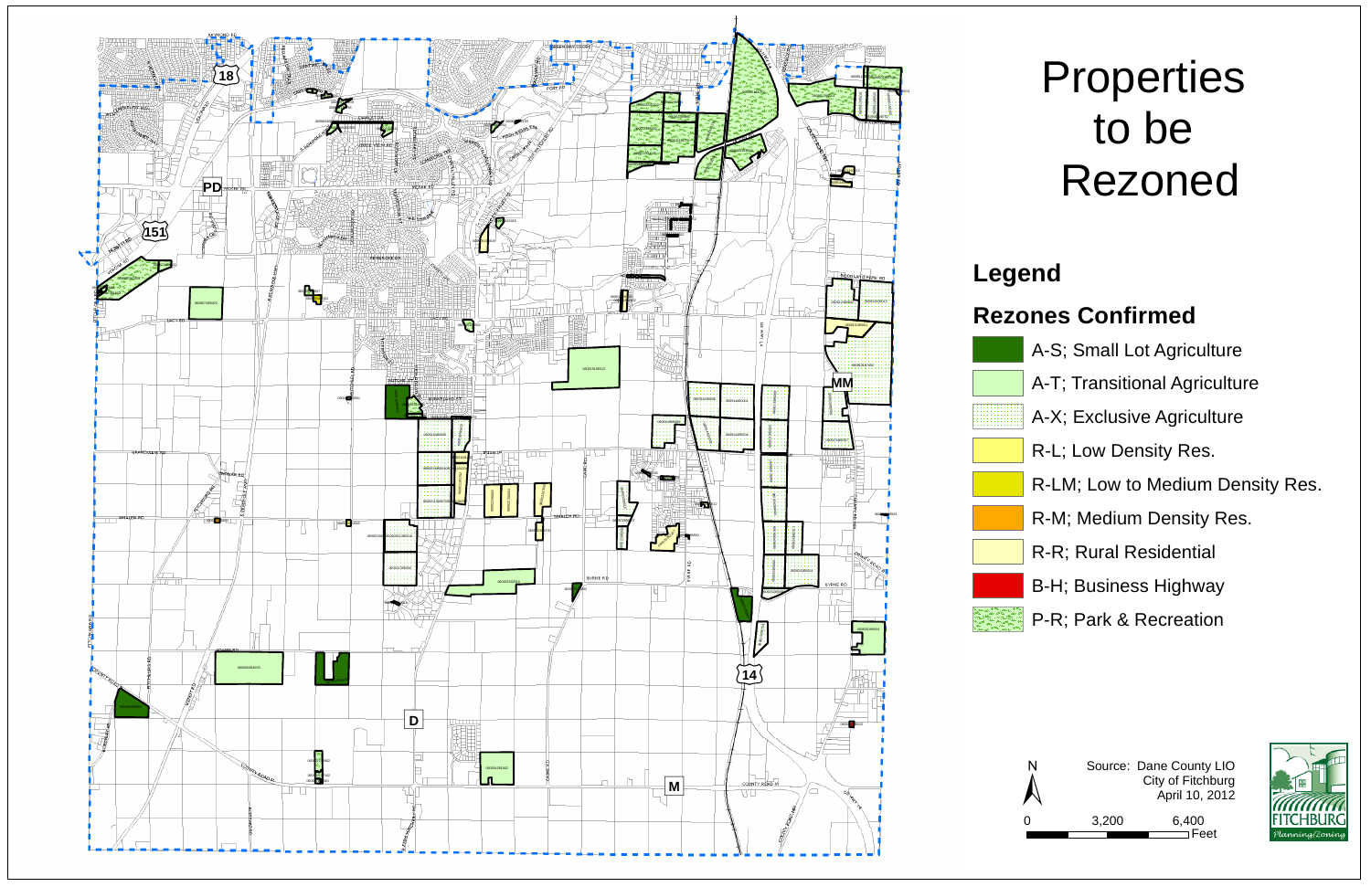# Properties to be Rezoned

## Legend

### Rezones Confirmed

- A-S; Small Lot Agriculture
- A-T; Transitional Agriculture
- A-X; Exclusive Agriculture
- R-L; Low Density Res.
- R-LM; Low to Medium Density Res.
- R-M; Medium Density Res.
- R-R; Rural Residential
- B-H; Business Highway
- P-R; Park & Recreation

Source: Dane County LIO
City of Fitchburg
April 10, 2012

0 3,200 6,400 Feet

FITCHBURG
Planning/Zoning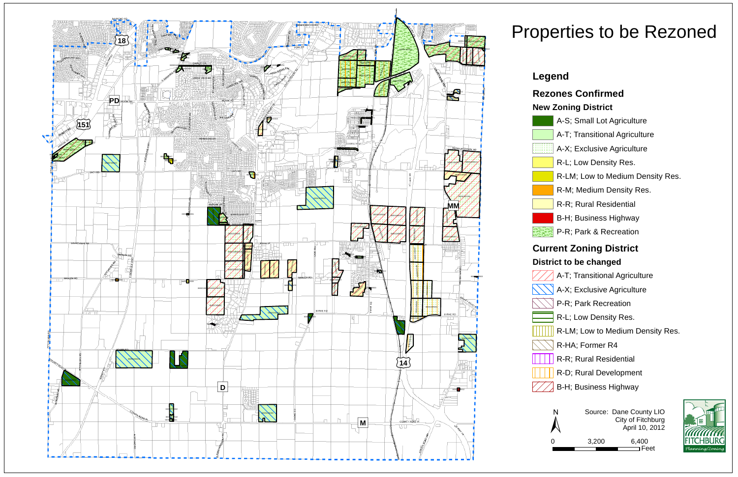# Properties to be Rezoned

## Legend

### Rezones Confirmed

**New Zoning District**

- A-S; Small Lot Agriculture
- A-T; Transitional Agriculture
- A-X; Exclusive Agriculture
- R-L; Low Density Res.
- R-LM; Low to Medium Density Res.
- R-M; Medium Density Res.
- R-R; Rural Residential
- B-H; Business Highway
- P-R; Park & Recreation

### Current Zoning District

**District to be changed**

- A-T; Transitional Agriculture
- A-X; Exclusive Agriculture
- P-R; Park Recreation
- R-L; Low Density Res.
- R-LM; Low to Medium Density Res.
- R-HA; Former R4
- R-R; Rural Residential
- R-D; Rural Development
- B-H; Business Highway

N

0 3,200 6,400 Feet

Source: Dane County LIO
City of Fitchburg
April 10, 2012

FITCHBURG
Planning/Zoning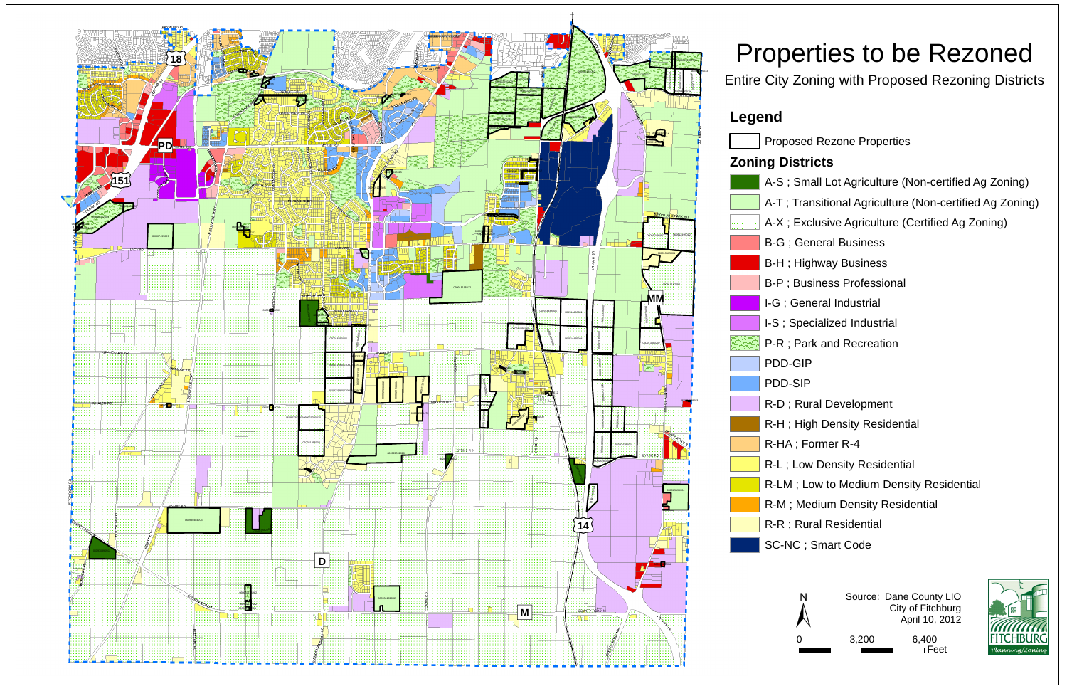# Properties to be Rezoned

Entire City Zoning with Proposed Rezoning Districts

## Legend

Proposed Rezone Properties

### Zoning Districts

- A-S ; Small Lot Agriculture (Non-certified Ag Zoning)
- A-T ; Transitional Agriculture (Non-certified Ag Zoning)
- A-X ; Exclusive Agriculture (Certified Ag Zoning)
- B-G ; General Business
- B-H ; Highway Business
- B-P ; Business Professional
- I-G ; General Industrial
- I-S ; Specialized Industrial
- P-R ; Park and Recreation
- PDD-GIP
- PDD-SIP
- R-D ; Rural Development
- R-H ; High Density Residential
- R-HA ; Former R-4
- R-L ; Low Density Residential
- R-LM ; Low to Medium Density Residential
- R-M ; Medium Density Residential
- R-R ; Rural Residential
- SC-NC ; Smart Code

N

0 3,200 6,400 Feet

Source: Dane County LIO
City of Fitchburg
April 10, 2012

FITCHBURG Planning/Zoning